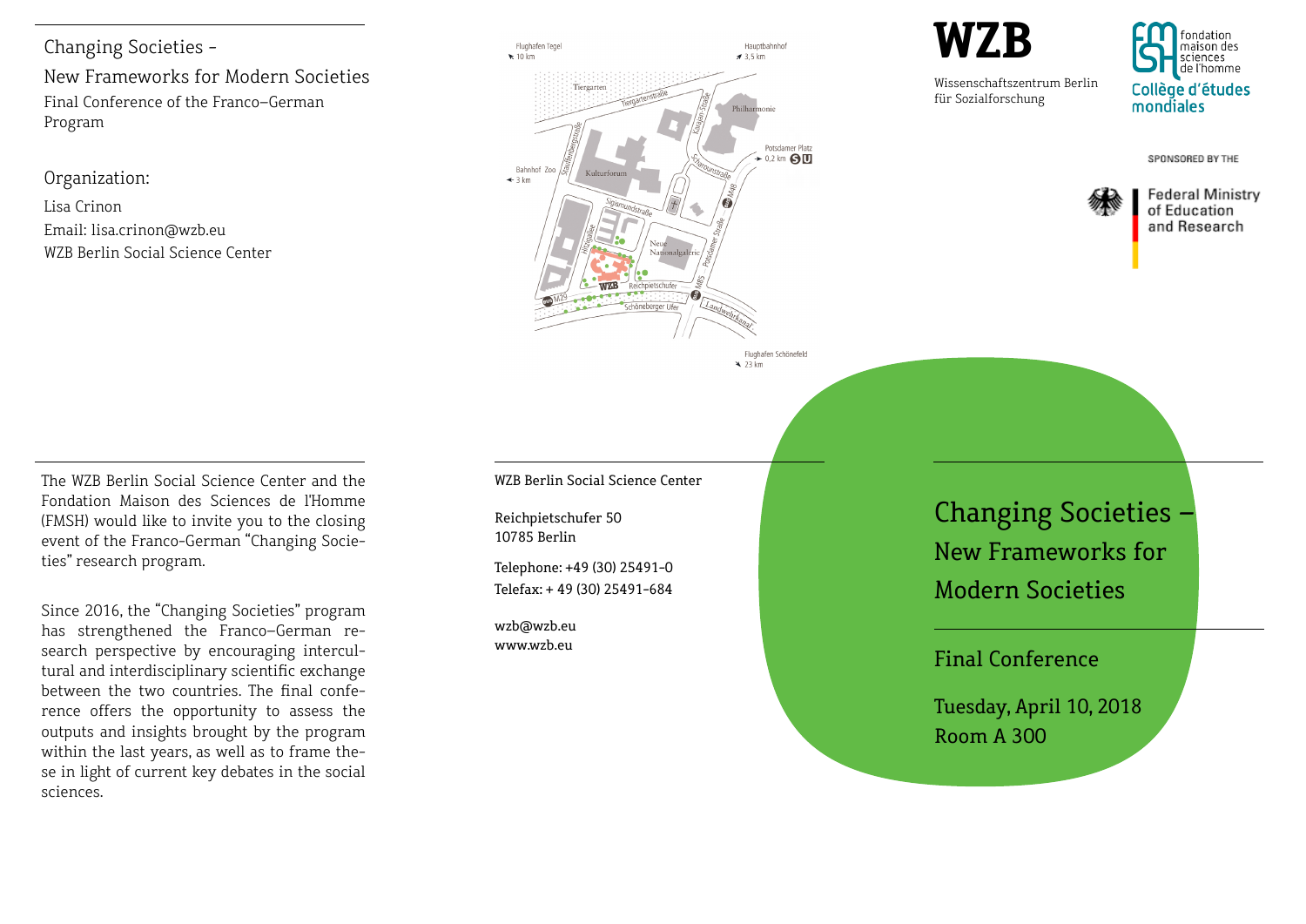Changing Societies -

New Frameworks for Modern Societies

Final Conference of the Franco–German Program

Organization:

Lisa Crinon
Email: lisa.crinon@wzb.eu
WZB Berlin Social Science Center

The WZB Berlin Social Science Center and the Fondation Maison des Sciences de l'Homme (FMSH) would like to invite you to the closing event of the Franco-German "Changing Societies" research program.

Since 2016, the "Changing Societies" program has strengthened the Franco–German research perspective by encouraging intercultural and interdisciplinary scientific exchange between the two countries. The final conference offers the opportunity to assess the outputs and insights brought by the program within the last years, as well as to frame these in light of current key debates in the social sciences.

Flughafen Tegel 10 km
Hauptbahnhof 3,5 km
Tiergarten
Tiergartenstraße
Philharmonie
Potsdamer Platz 0,2 km
Bahnhof Zoo 3 km
Kulturforum
Stauffenbergstraße
Sigismundstraße
Scharounstraße
Neue Nationalgalerie
Hitzigallee
WZB
Reichpietschufer
Schöneberger Ufer
Landwehrkanal
Potsdamer Straße
Flughafen Schönefeld 23 km

WZB Berlin Social Science Center

Reichpietschufer 50
10785 Berlin

Telephone: +49 (30) 25491-0
Telefax: + 49 (30) 25491-684

wzb@wzb.eu
www.wzb.eu

**WZB**
Wissenschaftszentrum Berlin für Sozialforschung

fondation maison des sciences de l'homme
Collège d'études mondiales

SPONSORED BY THE
Federal Ministry of Education and Research

# Changing Societies – New Frameworks for Modern Societies

## Final Conference

Tuesday, April 10, 2018
Room A 300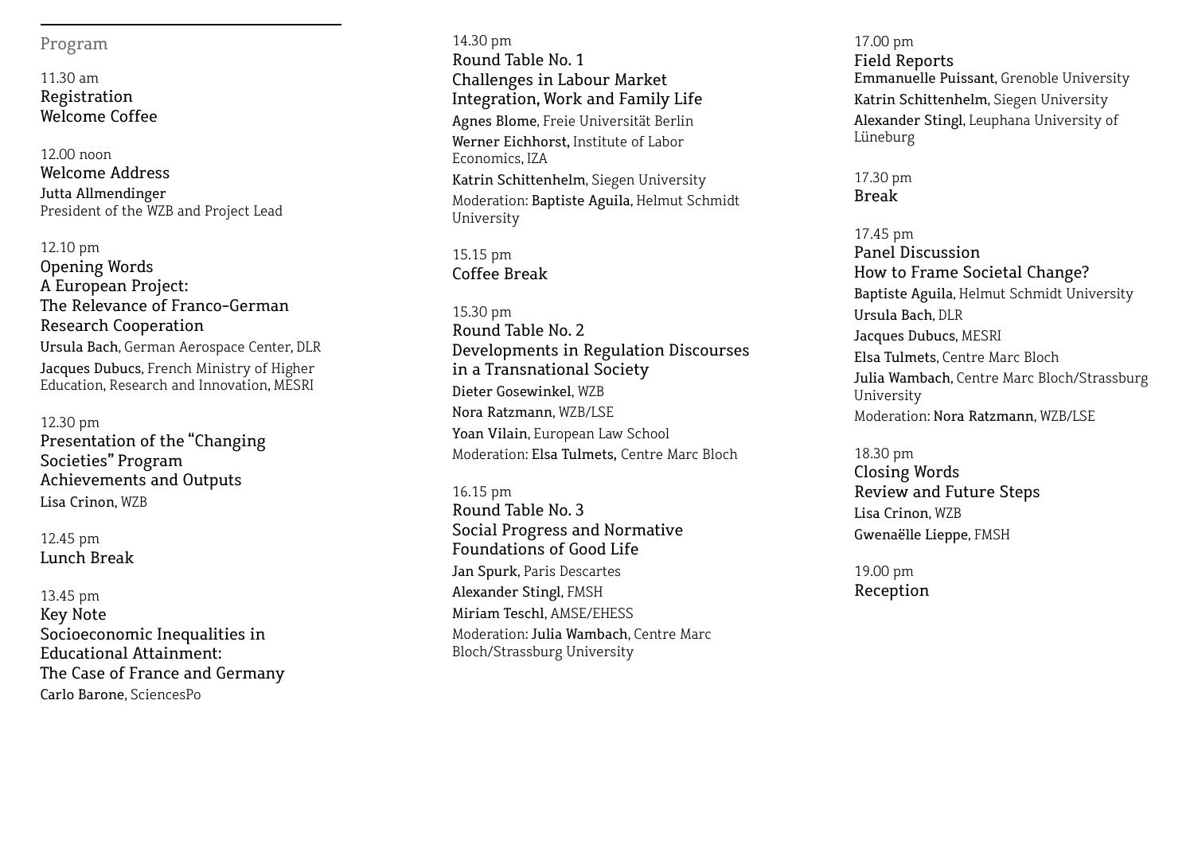## Program

11.30 am
**Registration**
**Welcome Coffee**

12.00 noon
**Welcome Address**
**Jutta Allmendinger**
President of the WZB and Project Lead

12.10 pm
**Opening Words**
**A European Project:**
**The Relevance of Franco-German Research Cooperation**
**Ursula Bach**, German Aerospace Center, DLR
**Jacques Dubucs**, French Ministry of Higher Education, Research and Innovation, MESRI

12.30 pm
**Presentation of the "Changing Societies" Program**
**Achievements and Outputs**
**Lisa Crinon**, WZB

12.45 pm
**Lunch Break**

13.45 pm
**Key Note**
**Socioeconomic Inequalities in Educational Attainment:**
**The Case of France and Germany**
**Carlo Barone**, SciencesPo

14.30 pm
**Round Table No. 1**
**Challenges in Labour Market Integration, Work and Family Life**
**Agnes Blome**, Freie Universität Berlin
**Werner Eichhorst,** Institute of Labor Economics, IZA
**Katrin Schittenhelm**, Siegen University
Moderation: **Baptiste Aguila**, Helmut Schmidt University

15.15 pm
**Coffee Break**

15.30 pm
**Round Table No. 2**
**Developments in Regulation Discourses in a Transnational Society**
**Dieter Gosewinkel**, WZB
**Nora Ratzmann**, WZB/LSE
**Yoan Vilain**, European Law School
Moderation: **Elsa Tulmets,** Centre Marc Bloch

16.15 pm
**Round Table No. 3**
**Social Progress and Normative Foundations of Good Life**
**Jan Spurk**, Paris Descartes
**Alexander Stingl**, FMSH
**Miriam Teschl**, AMSE/EHESS
Moderation: **Julia Wambach**, Centre Marc Bloch/Strassburg University

17.00 pm
**Field Reports**
**Emmanuelle Puissant**, Grenoble University
**Katrin Schittenhelm**, Siegen University
**Alexander Stingl**, Leuphana University of Lüneburg

17.30 pm
**Break**

17.45 pm
**Panel Discussion**
**How to Frame Societal Change?**
**Baptiste Aguila**, Helmut Schmidt University
**Ursula Bach**, DLR
**Jacques Dubucs**, MESRI
**Elsa Tulmets**, Centre Marc Bloch
**Julia Wambach**, Centre Marc Bloch/Strassburg University
Moderation: **Nora Ratzmann**, WZB/LSE

18.30 pm
**Closing Words**
**Review and Future Steps**
**Lisa Crinon**, WZB
**Gwenaëlle Lieppe**, FMSH

19.00 pm
**Reception**